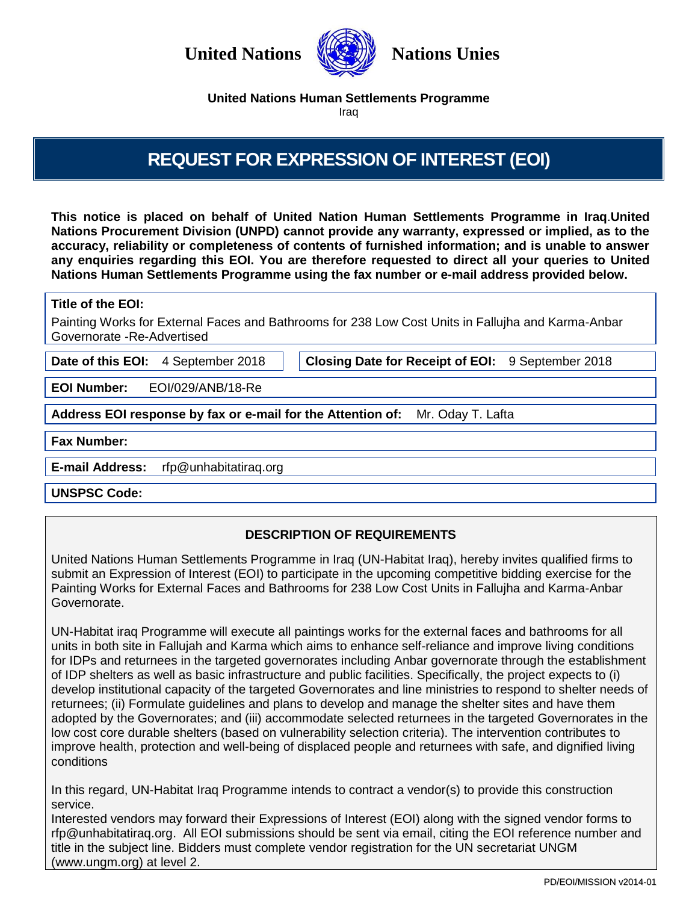United Nations Nations Unies

**United Nations Human Settlements Programme**

Iraq

# REQUEST FOR EXPRESSION OF INTEREST (EOI)

**This notice is placed on behalf of United Nation Human Settlements Programme in Iraq.United Nations Procurement Division (UNPD) cannot provide any warranty, expressed or implied, as to the accuracy, reliability or completeness of contents of furnished information; and is unable to answer any enquiries regarding this EOI. You are therefore requested to direct all your queries to United Nations Human Settlements Programme using the fax number or e-mail address provided below.**

**Title of the EOI:**

Painting Works for External Faces and Bathrooms for 238 Low Cost Units in Fallujha and Karma-Anbar Governorate -Re-Advertised

**Date of this EOI:** 4 September 2018

**Closing Date for Receipt of EOI:** 9 September 2018

**EOI Number:** EOI/029/ANB/18-Re

**Address EOI response by fax or e-mail for the Attention of:** Mr. Oday T. Lafta

**Fax Number:**

**E-mail Address:** rfp@unhabitatiraq.org

**UNSPSC Code:**

## DESCRIPTION OF REQUIREMENTS

United Nations Human Settlements Programme in Iraq (UN-Habitat Iraq), hereby invites qualified firms to submit an Expression of Interest (EOI) to participate in the upcoming competitive bidding exercise for the Painting Works for External Faces and Bathrooms for 238 Low Cost Units in Fallujha and Karma-Anbar Governorate.

UN-Habitat iraq Programme will execute all paintings works for the external faces and bathrooms for all units in both site in Fallujah and Karma which aims to enhance self-reliance and improve living conditions for IDPs and returnees in the targeted governorates including Anbar governorate through the establishment of IDP shelters as well as basic infrastructure and public facilities. Specifically, the project expects to (i) develop institutional capacity of the targeted Governorates and line ministries to respond to shelter needs of returnees; (ii) Formulate guidelines and plans to develop and manage the shelter sites and have them adopted by the Governorates; and (iii) accommodate selected returnees in the targeted Governorates in the low cost core durable shelters (based on vulnerability selection criteria). The intervention contributes to improve health, protection and well-being of displaced people and returnees with safe, and dignified living conditions

In this regard, UN-Habitat Iraq Programme intends to contract a vendor(s) to provide this construction service.

Interested vendors may forward their Expressions of Interest (EOI) along with the signed vendor forms to rfp@unhabitatiraq.org. All EOI submissions should be sent via email, citing the EOI reference number and title in the subject line. Bidders must complete vendor registration for the UN secretariat UNGM (www.ungm.org) at level 2.

PD/EOI/MISSION v2014-01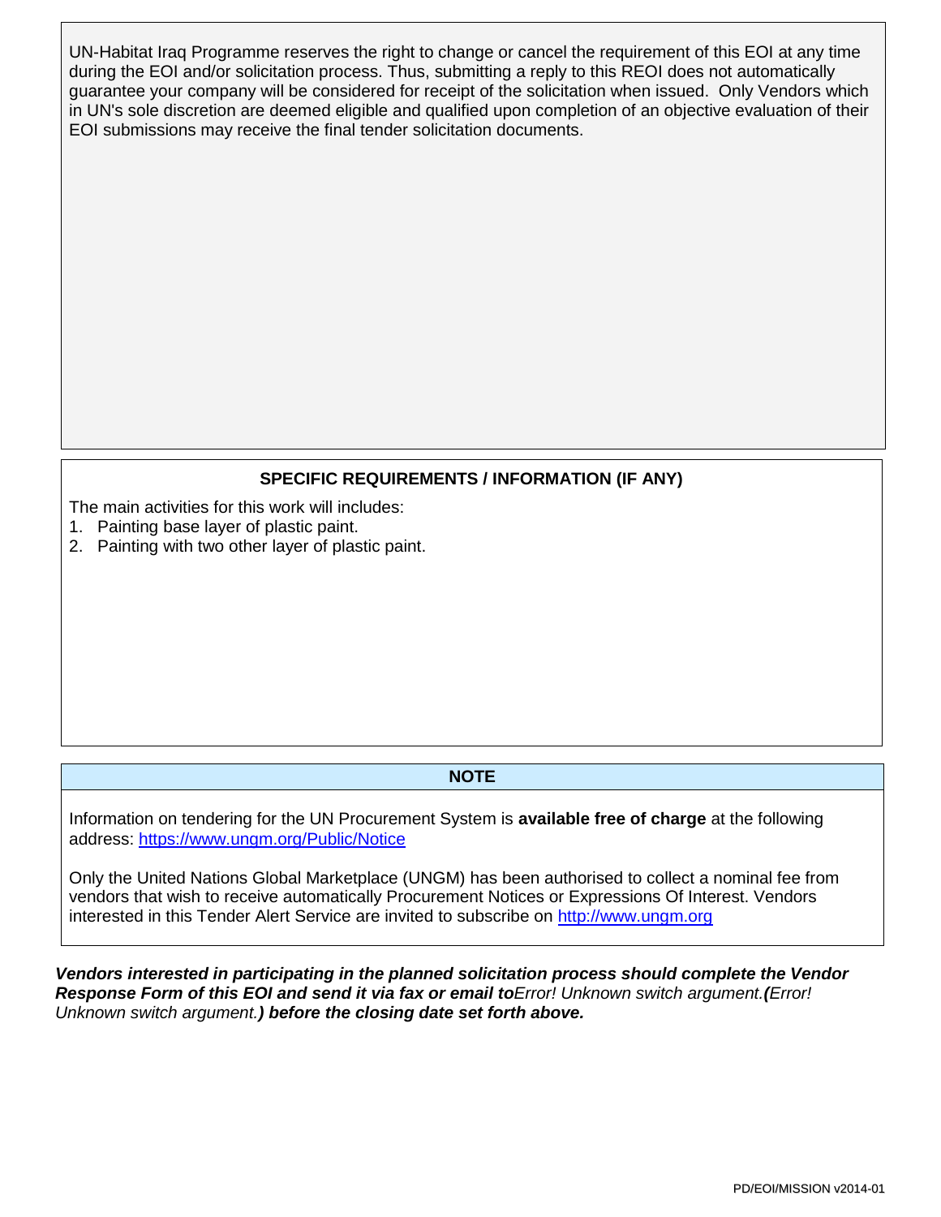UN-Habitat Iraq Programme reserves the right to change or cancel the requirement of this EOI at any time during the EOI and/or solicitation process. Thus, submitting a reply to this REOI does not automatically guarantee your company will be considered for receipt of the solicitation when issued. Only Vendors which in UN's sole discretion are deemed eligible and qualified upon completion of an objective evaluation of their EOI submissions may receive the final tender solicitation documents.

**SPECIFIC REQUIREMENTS / INFORMATION (IF ANY)**

The main activities for this work will includes:

1. Painting base layer of plastic paint.
2. Painting with two other layer of plastic paint.

**NOTE**

Information on tendering for the UN Procurement System is **available free of charge** at the following address: https://www.ungm.org/Public/Notice

Only the United Nations Global Marketplace (UNGM) has been authorised to collect a nominal fee from vendors that wish to receive automatically Procurement Notices or Expressions Of Interest. Vendors interested in this Tender Alert Service are invited to subscribe on http://www.ungm.org

***Vendors interested in participating in the planned solicitation process should complete the Vendor Response Form of this EOI and send it via fax or email to****Error! Unknown switch argument.****(****Error! Unknown switch argument.****) before the closing date set forth above.***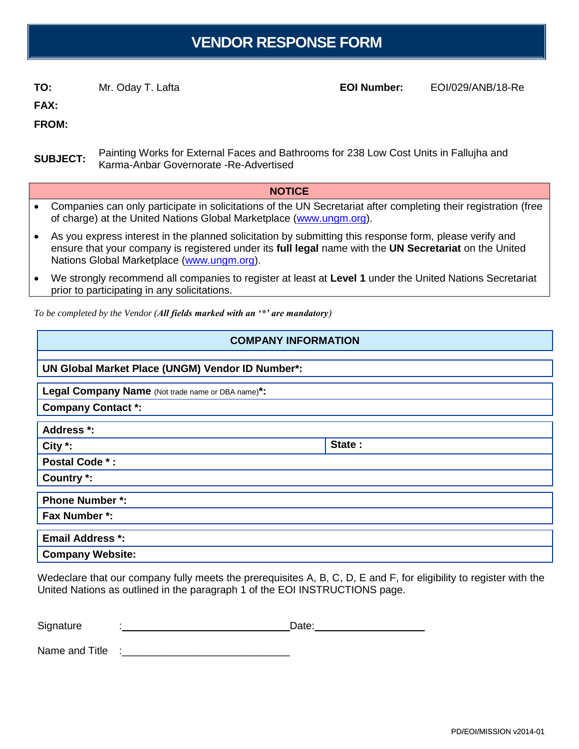# VENDOR RESPONSE FORM

**TO:** Mr. Oday T. Lafta **EOI Number:** EOI/029/ANB/18-Re

**FAX:**

**FROM:**

**SUBJECT:** Painting Works for External Faces and Bathrooms for 238 Low Cost Units in Fallujha and Karma-Anbar Governorate -Re-Advertised

**NOTICE**

- Companies can only participate in solicitations of the UN Secretariat after completing their registration (free of charge) at the United Nations Global Marketplace (www.ungm.org).
- As you express interest in the planned solicitation by submitting this response form, please verify and ensure that your company is registered under its **full legal** name with the **UN Secretariat** on the United Nations Global Marketplace (www.ungm.org).
- We strongly recommend all companies to register at least at **Level 1** under the United Nations Secretariat prior to participating in any solicitations.

*To be completed by the Vendor* ***(All fields marked with an '*' are mandatory)***

| **COMPANY INFORMATION** | |
|---|---|
| **UN Global Market Place (UNGM) Vendor ID Number*:** | |
| **Legal Company Name** (Not trade name or DBA name)**\*:** | |
| **Company Contact \*:** | |
| **Address \*:** | |
| **City \*:** | **State :** |
| **Postal Code \* :** | |
| **Country \*:** | |
| **Phone Number \*:** | |
| **Fax Number \*:** | |
| **Email Address \*:** | |
| **Company Website:** | |

Wedeclare that our company fully meets the prerequisites A, B, C, D, E and F, for eligibility to register with the United Nations as outlined in the paragraph 1 of the EOI INSTRUCTIONS page.

Signature :_____________________________ Date:___________________

Name and Title :_____________________________

PD/EOI/MISSION v2014-01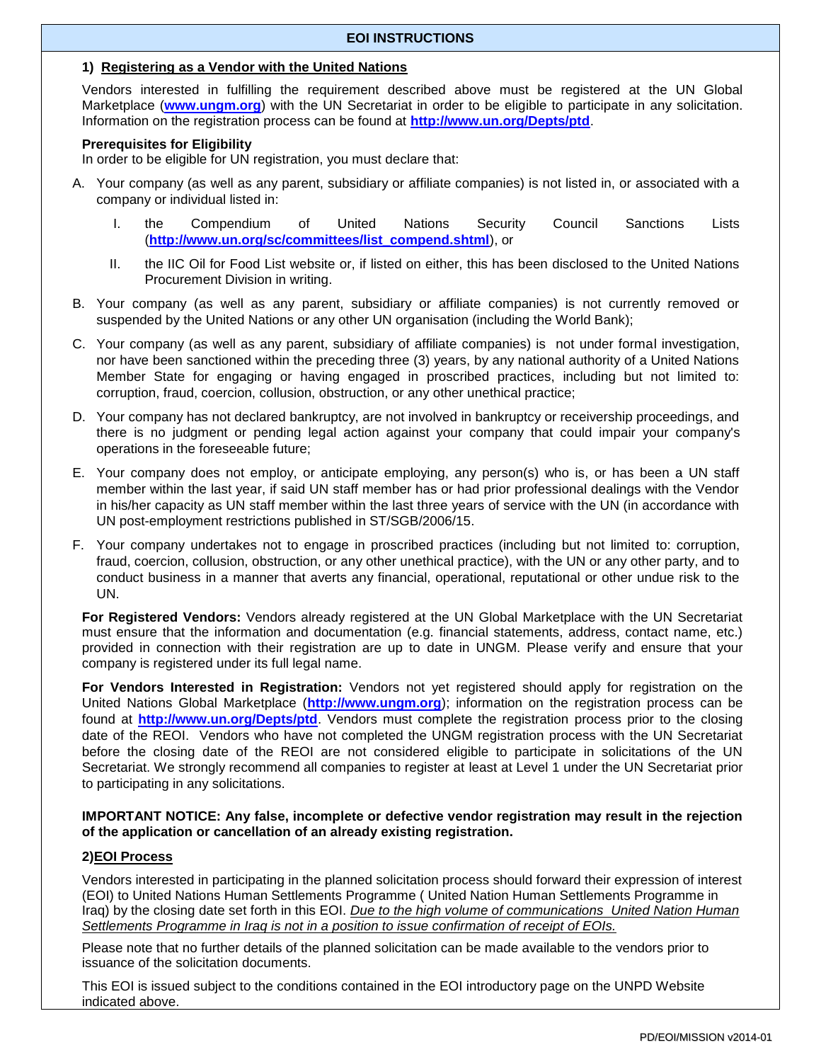## EOI INSTRUCTIONS

### 1) Registering as a Vendor with the United Nations

Vendors interested in fulfilling the requirement described above must be registered at the UN Global Marketplace (**www.ungm.org**) with the UN Secretariat in order to be eligible to participate in any solicitation. Information on the registration process can be found at **http://www.un.org/Depts/ptd**.

**Prerequisites for Eligibility**
In order to be eligible for UN registration, you must declare that:

A. Your company (as well as any parent, subsidiary or affiliate companies) is not listed in, or associated with a company or individual listed in:

   I. the Compendium of United Nations Security Council Sanctions Lists (**http://www.un.org/sc/committees/list_compend.shtml**), or

   II. the IIC Oil for Food List website or, if listed on either, this has been disclosed to the United Nations Procurement Division in writing.

B. Your company (as well as any parent, subsidiary or affiliate companies) is not currently removed or suspended by the United Nations or any other UN organisation (including the World Bank);

C. Your company (as well as any parent, subsidiary of affiliate companies) is not under formal investigation, nor have been sanctioned within the preceding three (3) years, by any national authority of a United Nations Member State for engaging or having engaged in proscribed practices, including but not limited to: corruption, fraud, coercion, collusion, obstruction, or any other unethical practice;

D. Your company has not declared bankruptcy, are not involved in bankruptcy or receivership proceedings, and there is no judgment or pending legal action against your company that could impair your company's operations in the foreseeable future;

E. Your company does not employ, or anticipate employing, any person(s) who is, or has been a UN staff member within the last year, if said UN staff member has or had prior professional dealings with the Vendor in his/her capacity as UN staff member within the last three years of service with the UN (in accordance with UN post-employment restrictions published in ST/SGB/2006/15.

F. Your company undertakes not to engage in proscribed practices (including but not limited to: corruption, fraud, coercion, collusion, obstruction, or any other unethical practice), with the UN or any other party, and to conduct business in a manner that averts any financial, operational, reputational or other undue risk to the UN.

**For Registered Vendors:** Vendors already registered at the UN Global Marketplace with the UN Secretariat must ensure that the information and documentation (e.g. financial statements, address, contact name, etc.) provided in connection with their registration are up to date in UNGM. Please verify and ensure that your company is registered under its full legal name.

**For Vendors Interested in Registration:** Vendors not yet registered should apply for registration on the United Nations Global Marketplace (**http://www.ungm.org**); information on the registration process can be found at **http://www.un.org/Depts/ptd**. Vendors must complete the registration process prior to the closing date of the REOI. Vendors who have not completed the UNGM registration process with the UN Secretariat before the closing date of the REOI are not considered eligible to participate in solicitations of the UN Secretariat. We strongly recommend all companies to register at least at Level 1 under the UN Secretariat prior to participating in any solicitations.

**IMPORTANT NOTICE: Any false, incomplete or defective vendor registration may result in the rejection of the application or cancellation of an already existing registration.**

### 2) EOI Process

Vendors interested in participating in the planned solicitation process should forward their expression of interest (EOI) to United Nations Human Settlements Programme ( United Nation Human Settlements Programme in Iraq) by the closing date set forth in this EOI. *Due to the high volume of communications United Nation Human Settlements Programme in Iraq is not in a position to issue confirmation of receipt of EOIs.*

Please note that no further details of the planned solicitation can be made available to the vendors prior to issuance of the solicitation documents.

This EOI is issued subject to the conditions contained in the EOI introductory page on the UNPD Website indicated above.

PD/EOI/MISSION v2014-01